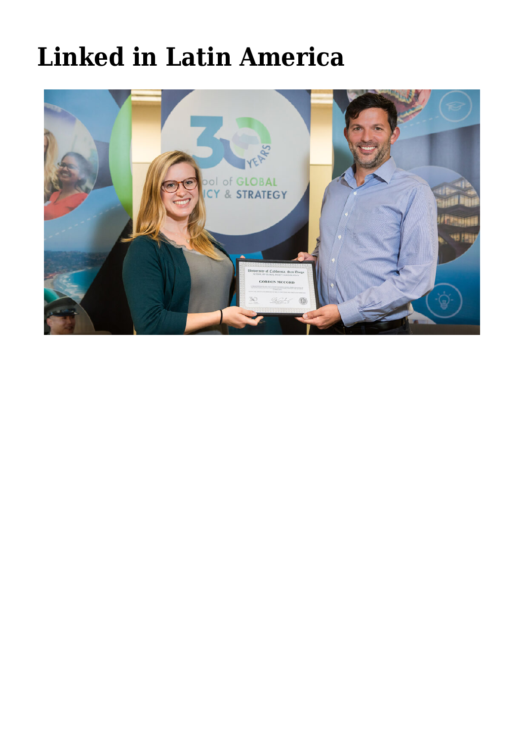# Linked in Latin America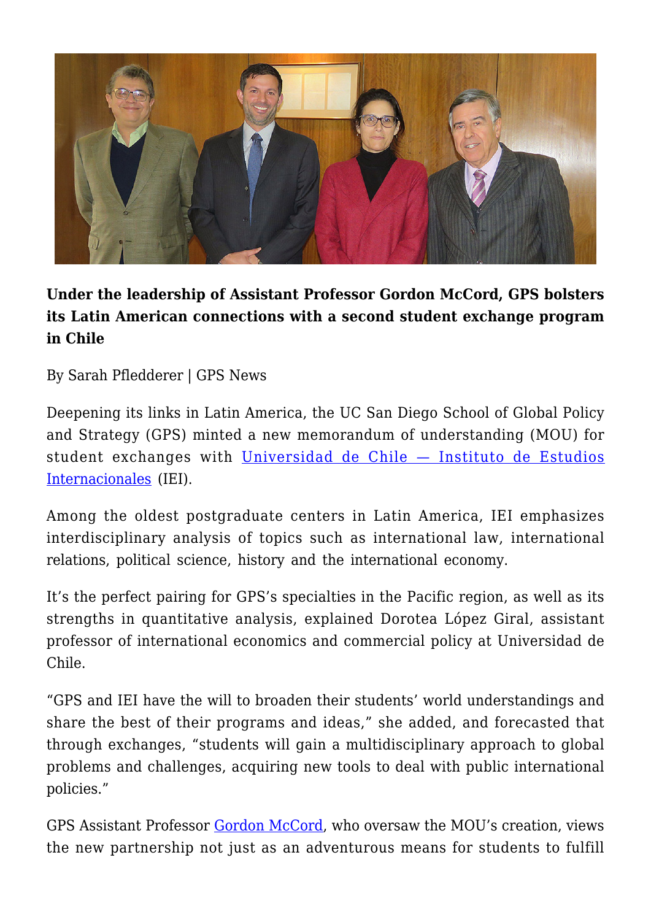**Under the leadership of Assistant Professor Gordon McCord, GPS bolsters its Latin American connections with a second student exchange program in Chile**

By Sarah Pfledderer | GPS News

Deepening its links in Latin America, the UC San Diego School of Global Policy and Strategy (GPS) minted a new memorandum of understanding (MOU) for student exchanges with [Universidad de Chile — Instituto de Estudios Internacionales](#) (IEI).

Among the oldest postgraduate centers in Latin America, IEI emphasizes interdisciplinary analysis of topics such as international law, international relations, political science, history and the international economy.

It's the perfect pairing for GPS's specialties in the Pacific region, as well as its strengths in quantitative analysis, explained Dorotea López Giral, assistant professor of international economics and commercial policy at Universidad de Chile.

"GPS and IEI have the will to broaden their students' world understandings and share the best of their programs and ideas," she added, and forecasted that through exchanges, "students will gain a multidisciplinary approach to global problems and challenges, acquiring new tools to deal with public international policies."

GPS Assistant Professor [Gordon McCord](#), who oversaw the MOU's creation, views the new partnership not just as an adventurous means for students to fulfill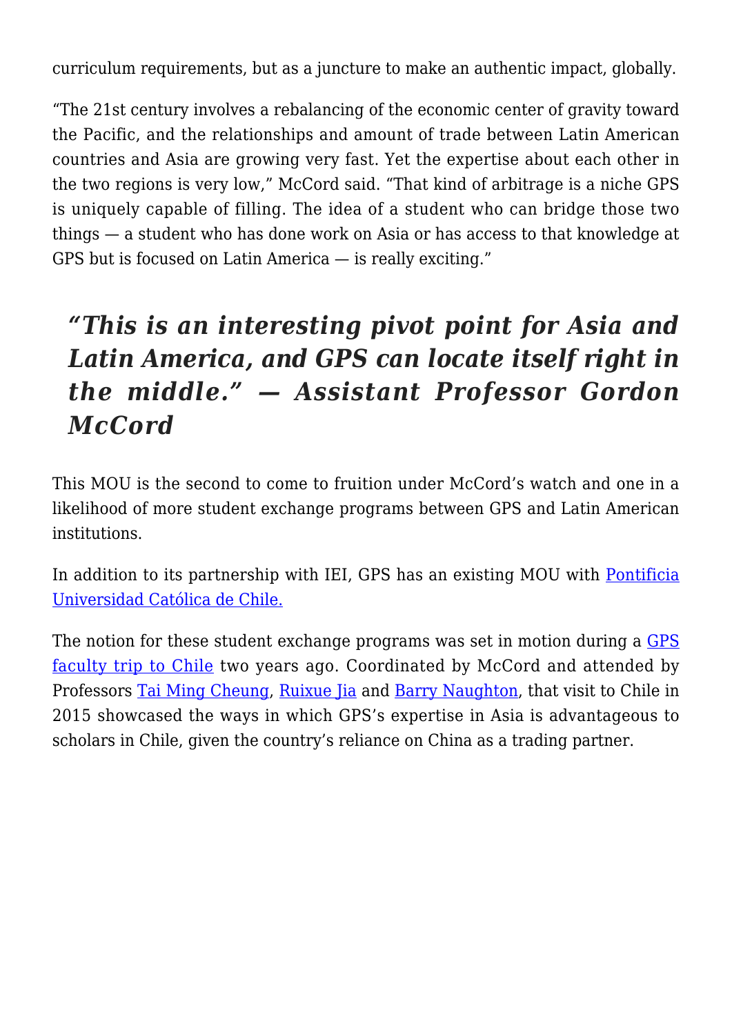curriculum requirements, but as a juncture to make an authentic impact, globally.

"The 21st century involves a rebalancing of the economic center of gravity toward the Pacific, and the relationships and amount of trade between Latin American countries and Asia are growing very fast. Yet the expertise about each other in the two regions is very low," McCord said. "That kind of arbitrage is a niche GPS is uniquely capable of filling. The idea of a student who can bridge those two things — a student who has done work on Asia or has access to that knowledge at GPS but is focused on Latin America — is really exciting."

> ***"This is an interesting pivot point for Asia and Latin America, and GPS can locate itself right in the middle." — Assistant Professor Gordon McCord***

This MOU is the second to come to fruition under McCord's watch and one in a likelihood of more student exchange programs between GPS and Latin American institutions.

In addition to its partnership with IEI, GPS has an existing MOU with [Pontificia Universidad Católica de Chile.]()

The notion for these student exchange programs was set in motion during a [GPS faculty trip to Chile]() two years ago. Coordinated by McCord and attended by Professors [Tai Ming Cheung](), [Ruixue Jia]() and [Barry Naughton](), that visit to Chile in 2015 showcased the ways in which GPS's expertise in Asia is advantageous to scholars in Chile, given the country's reliance on China as a trading partner.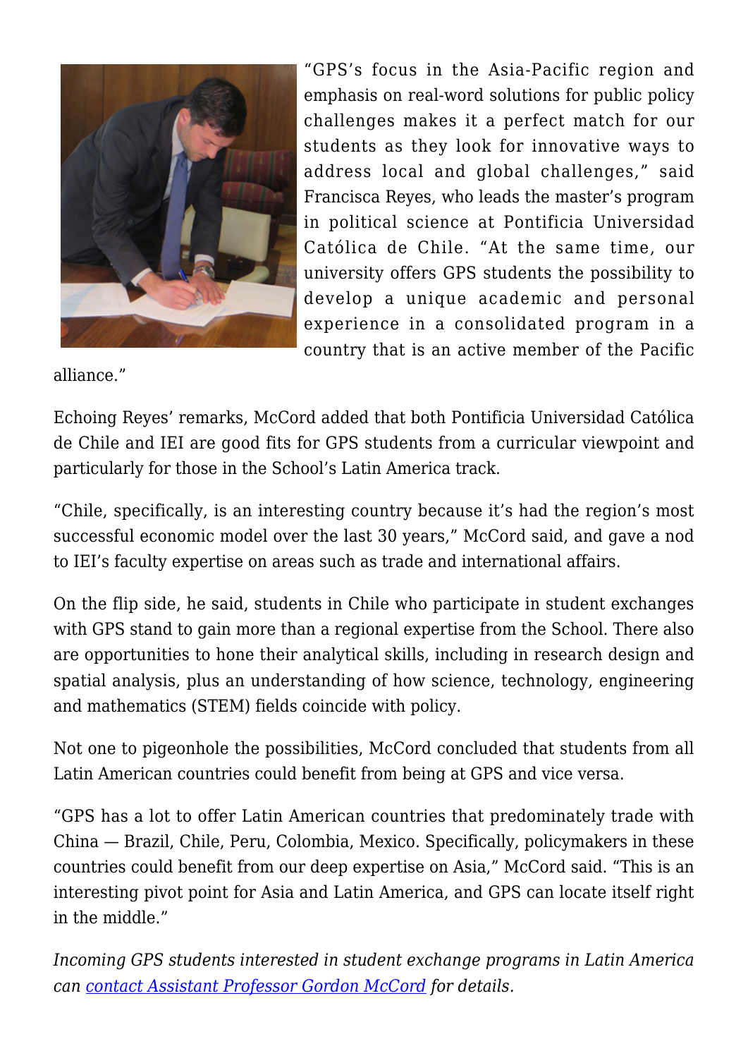"GPS's focus in the Asia-Pacific region and emphasis on real-word solutions for public policy challenges makes it a perfect match for our students as they look for innovative ways to address local and global challenges," said Francisca Reyes, who leads the master's program in political science at Pontificia Universidad Católica de Chile. "At the same time, our university offers GPS students the possibility to develop a unique academic and personal experience in a consolidated program in a country that is an active member of the Pacific alliance."

Echoing Reyes' remarks, McCord added that both Pontificia Universidad Católica de Chile and IEI are good fits for GPS students from a curricular viewpoint and particularly for those in the School's Latin America track.

"Chile, specifically, is an interesting country because it's had the region's most successful economic model over the last 30 years," McCord said, and gave a nod to IEI's faculty expertise on areas such as trade and international affairs.

On the flip side, he said, students in Chile who participate in student exchanges with GPS stand to gain more than a regional expertise from the School. There also are opportunities to hone their analytical skills, including in research design and spatial analysis, plus an understanding of how science, technology, engineering and mathematics (STEM) fields coincide with policy.

Not one to pigeonhole the possibilities, McCord concluded that students from all Latin American countries could benefit from being at GPS and vice versa.

"GPS has a lot to offer Latin American countries that predominately trade with China — Brazil, Chile, Peru, Colombia, Mexico. Specifically, policymakers in these countries could benefit from our deep expertise on Asia," McCord said. "This is an interesting pivot point for Asia and Latin America, and GPS can locate itself right in the middle."

*Incoming GPS students interested in student exchange programs in Latin America can contact Assistant Professor Gordon McCord for details.*